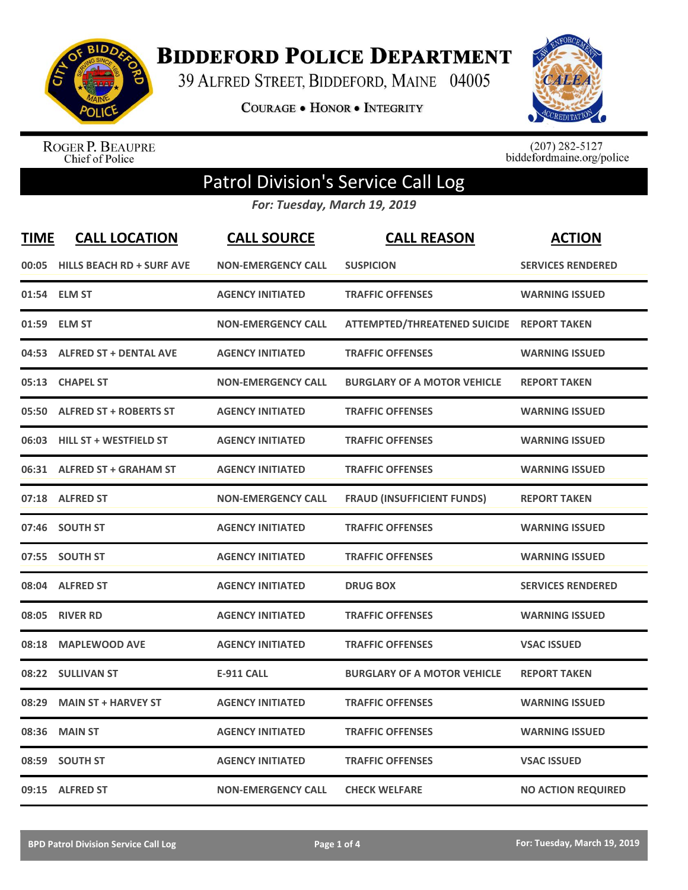# Biddeford Police Department

39 Alfred Street, Biddeford, Maine 04005

Courage • Honor • Integrity

Roger P. Beaupre
Chief of Police

(207) 282-5127
biddefordmaine.org/police

## Patrol Division's Service Call Log

*For: Tuesday, March 19, 2019*

| TIME | CALL LOCATION | CALL SOURCE | CALL REASON | ACTION |
|---|---|---|---|---|
| 00:05 | HILLS BEACH RD + SURF AVE | NON-EMERGENCY CALL | SUSPICION | SERVICES RENDERED |
| 01:54 | ELM ST | AGENCY INITIATED | TRAFFIC OFFENSES | WARNING ISSUED |
| 01:59 | ELM ST | NON-EMERGENCY CALL | ATTEMPTED/THREATENED SUICIDE | REPORT TAKEN |
| 04:53 | ALFRED ST + DENTAL AVE | AGENCY INITIATED | TRAFFIC OFFENSES | WARNING ISSUED |
| 05:13 | CHAPEL ST | NON-EMERGENCY CALL | BURGLARY OF A MOTOR VEHICLE | REPORT TAKEN |
| 05:50 | ALFRED ST + ROBERTS ST | AGENCY INITIATED | TRAFFIC OFFENSES | WARNING ISSUED |
| 06:03 | HILL ST + WESTFIELD ST | AGENCY INITIATED | TRAFFIC OFFENSES | WARNING ISSUED |
| 06:31 | ALFRED ST + GRAHAM ST | AGENCY INITIATED | TRAFFIC OFFENSES | WARNING ISSUED |
| 07:18 | ALFRED ST | NON-EMERGENCY CALL | FRAUD (INSUFFICIENT FUNDS) | REPORT TAKEN |
| 07:46 | SOUTH ST | AGENCY INITIATED | TRAFFIC OFFENSES | WARNING ISSUED |
| 07:55 | SOUTH ST | AGENCY INITIATED | TRAFFIC OFFENSES | WARNING ISSUED |
| 08:04 | ALFRED ST | AGENCY INITIATED | DRUG BOX | SERVICES RENDERED |
| 08:05 | RIVER RD | AGENCY INITIATED | TRAFFIC OFFENSES | WARNING ISSUED |
| 08:18 | MAPLEWOOD AVE | AGENCY INITIATED | TRAFFIC OFFENSES | VSAC ISSUED |
| 08:22 | SULLIVAN ST | E-911 CALL | BURGLARY OF A MOTOR VEHICLE | REPORT TAKEN |
| 08:29 | MAIN ST + HARVEY ST | AGENCY INITIATED | TRAFFIC OFFENSES | WARNING ISSUED |
| 08:36 | MAIN ST | AGENCY INITIATED | TRAFFIC OFFENSES | WARNING ISSUED |
| 08:59 | SOUTH ST | AGENCY INITIATED | TRAFFIC OFFENSES | VSAC ISSUED |
| 09:15 | ALFRED ST | NON-EMERGENCY CALL | CHECK WELFARE | NO ACTION REQUIRED |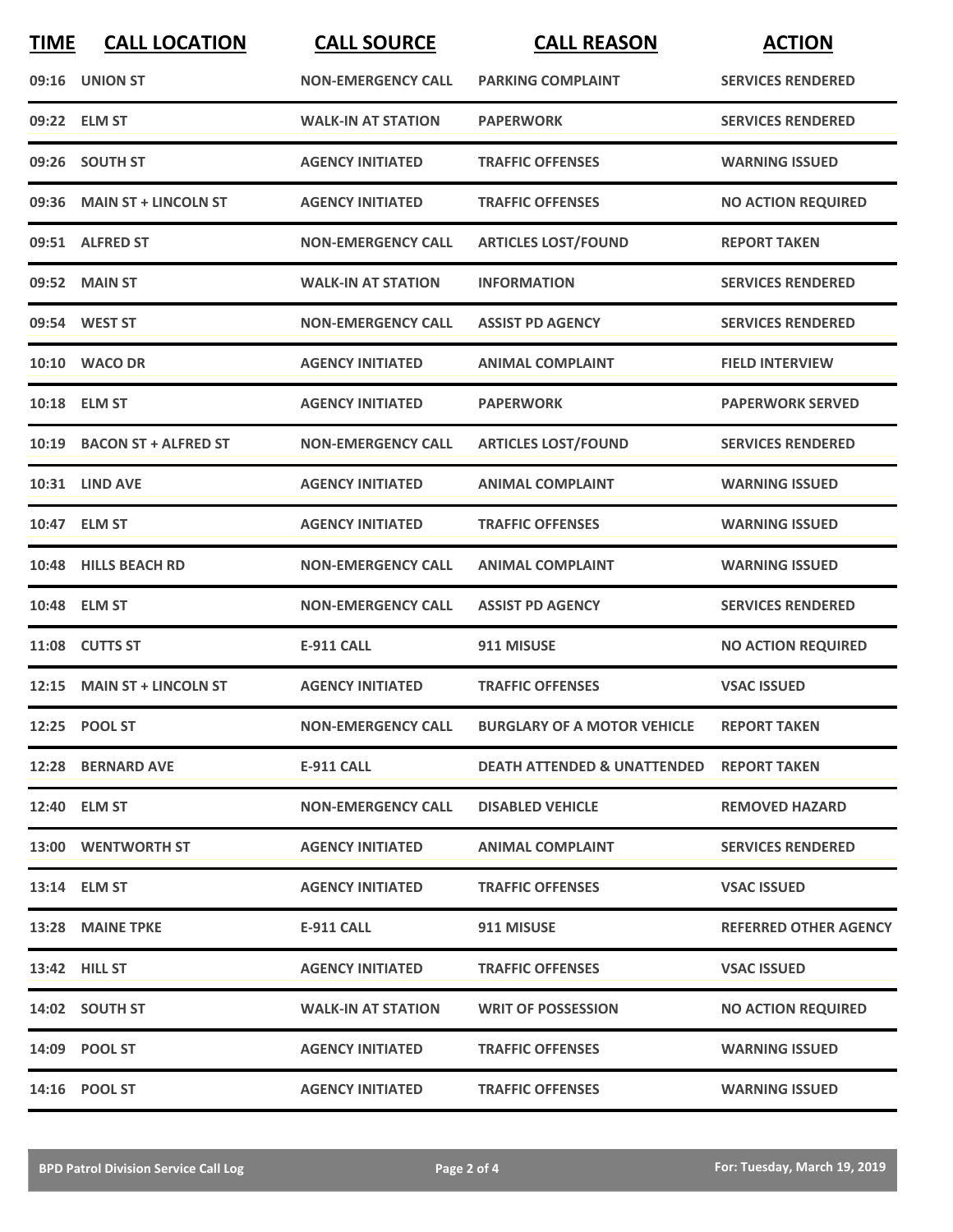| TIME | CALL LOCATION | CALL SOURCE | CALL REASON | ACTION |
|---|---|---|---|---|
| 09:16 | UNION ST | NON-EMERGENCY CALL | PARKING COMPLAINT | SERVICES RENDERED |
| 09:22 | ELM ST | WALK-IN AT STATION | PAPERWORK | SERVICES RENDERED |
| 09:26 | SOUTH ST | AGENCY INITIATED | TRAFFIC OFFENSES | WARNING ISSUED |
| 09:36 | MAIN ST + LINCOLN ST | AGENCY INITIATED | TRAFFIC OFFENSES | NO ACTION REQUIRED |
| 09:51 | ALFRED ST | NON-EMERGENCY CALL | ARTICLES LOST/FOUND | REPORT TAKEN |
| 09:52 | MAIN ST | WALK-IN AT STATION | INFORMATION | SERVICES RENDERED |
| 09:54 | WEST ST | NON-EMERGENCY CALL | ASSIST PD AGENCY | SERVICES RENDERED |
| 10:10 | WACO DR | AGENCY INITIATED | ANIMAL COMPLAINT | FIELD INTERVIEW |
| 10:18 | ELM ST | AGENCY INITIATED | PAPERWORK | PAPERWORK SERVED |
| 10:19 | BACON ST + ALFRED ST | NON-EMERGENCY CALL | ARTICLES LOST/FOUND | SERVICES RENDERED |
| 10:31 | LIND AVE | AGENCY INITIATED | ANIMAL COMPLAINT | WARNING ISSUED |
| 10:47 | ELM ST | AGENCY INITIATED | TRAFFIC OFFENSES | WARNING ISSUED |
| 10:48 | HILLS BEACH RD | NON-EMERGENCY CALL | ANIMAL COMPLAINT | WARNING ISSUED |
| 10:48 | ELM ST | NON-EMERGENCY CALL | ASSIST PD AGENCY | SERVICES RENDERED |
| 11:08 | CUTTS ST | E-911 CALL | 911 MISUSE | NO ACTION REQUIRED |
| 12:15 | MAIN ST + LINCOLN ST | AGENCY INITIATED | TRAFFIC OFFENSES | VSAC ISSUED |
| 12:25 | POOL ST | NON-EMERGENCY CALL | BURGLARY OF A MOTOR VEHICLE | REPORT TAKEN |
| 12:28 | BERNARD AVE | E-911 CALL | DEATH ATTENDED & UNATTENDED | REPORT TAKEN |
| 12:40 | ELM ST | NON-EMERGENCY CALL | DISABLED VEHICLE | REMOVED HAZARD |
| 13:00 | WENTWORTH ST | AGENCY INITIATED | ANIMAL COMPLAINT | SERVICES RENDERED |
| 13:14 | ELM ST | AGENCY INITIATED | TRAFFIC OFFENSES | VSAC ISSUED |
| 13:28 | MAINE TPKE | E-911 CALL | 911 MISUSE | REFERRED OTHER AGENCY |
| 13:42 | HILL ST | AGENCY INITIATED | TRAFFIC OFFENSES | VSAC ISSUED |
| 14:02 | SOUTH ST | WALK-IN AT STATION | WRIT OF POSSESSION | NO ACTION REQUIRED |
| 14:09 | POOL ST | AGENCY INITIATED | TRAFFIC OFFENSES | WARNING ISSUED |
| 14:16 | POOL ST | AGENCY INITIATED | TRAFFIC OFFENSES | WARNING ISSUED |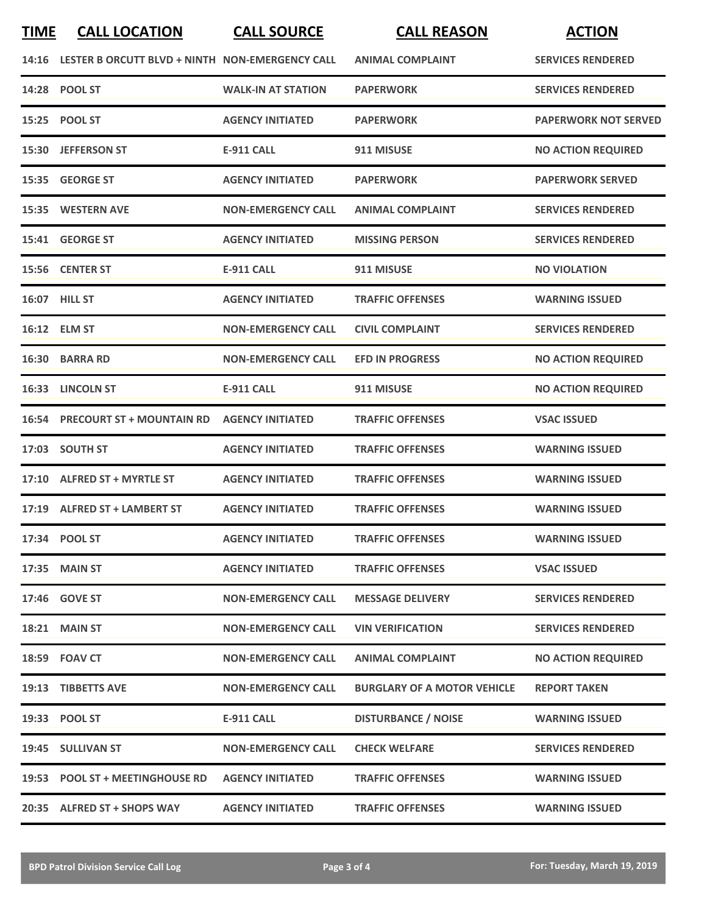| TIME | CALL LOCATION | CALL SOURCE | CALL REASON | ACTION |
|---|---|---|---|---|
| 14:16 | LESTER B ORCUTT BLVD + NINTH | NON-EMERGENCY CALL | ANIMAL COMPLAINT | SERVICES RENDERED |
| 14:28 | POOL ST | WALK-IN AT STATION | PAPERWORK | SERVICES RENDERED |
| 15:25 | POOL ST | AGENCY INITIATED | PAPERWORK | PAPERWORK NOT SERVED |
| 15:30 | JEFFERSON ST | E-911 CALL | 911 MISUSE | NO ACTION REQUIRED |
| 15:35 | GEORGE ST | AGENCY INITIATED | PAPERWORK | PAPERWORK SERVED |
| 15:35 | WESTERN AVE | NON-EMERGENCY CALL | ANIMAL COMPLAINT | SERVICES RENDERED |
| 15:41 | GEORGE ST | AGENCY INITIATED | MISSING PERSON | SERVICES RENDERED |
| 15:56 | CENTER ST | E-911 CALL | 911 MISUSE | NO VIOLATION |
| 16:07 | HILL ST | AGENCY INITIATED | TRAFFIC OFFENSES | WARNING ISSUED |
| 16:12 | ELM ST | NON-EMERGENCY CALL | CIVIL COMPLAINT | SERVICES RENDERED |
| 16:30 | BARRA RD | NON-EMERGENCY CALL | EFD IN PROGRESS | NO ACTION REQUIRED |
| 16:33 | LINCOLN ST | E-911 CALL | 911 MISUSE | NO ACTION REQUIRED |
| 16:54 | PRECOURT ST + MOUNTAIN RD | AGENCY INITIATED | TRAFFIC OFFENSES | VSAC ISSUED |
| 17:03 | SOUTH ST | AGENCY INITIATED | TRAFFIC OFFENSES | WARNING ISSUED |
| 17:10 | ALFRED ST + MYRTLE ST | AGENCY INITIATED | TRAFFIC OFFENSES | WARNING ISSUED |
| 17:19 | ALFRED ST + LAMBERT ST | AGENCY INITIATED | TRAFFIC OFFENSES | WARNING ISSUED |
| 17:34 | POOL ST | AGENCY INITIATED | TRAFFIC OFFENSES | WARNING ISSUED |
| 17:35 | MAIN ST | AGENCY INITIATED | TRAFFIC OFFENSES | VSAC ISSUED |
| 17:46 | GOVE ST | NON-EMERGENCY CALL | MESSAGE DELIVERY | SERVICES RENDERED |
| 18:21 | MAIN ST | NON-EMERGENCY CALL | VIN VERIFICATION | SERVICES RENDERED |
| 18:59 | FOAV CT | NON-EMERGENCY CALL | ANIMAL COMPLAINT | NO ACTION REQUIRED |
| 19:13 | TIBBETTS AVE | NON-EMERGENCY CALL | BURGLARY OF A MOTOR VEHICLE | REPORT TAKEN |
| 19:33 | POOL ST | E-911 CALL | DISTURBANCE / NOISE | WARNING ISSUED |
| 19:45 | SULLIVAN ST | NON-EMERGENCY CALL | CHECK WELFARE | SERVICES RENDERED |
| 19:53 | POOL ST + MEETINGHOUSE RD | AGENCY INITIATED | TRAFFIC OFFENSES | WARNING ISSUED |
| 20:35 | ALFRED ST + SHOPS WAY | AGENCY INITIATED | TRAFFIC OFFENSES | WARNING ISSUED |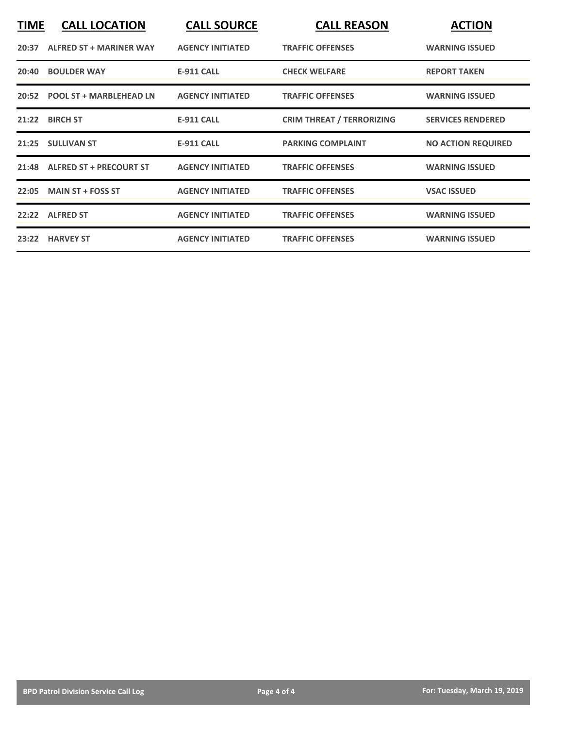| TIME | CALL LOCATION | CALL SOURCE | CALL REASON | ACTION |
| --- | --- | --- | --- | --- |
| 20:37 | ALFRED ST + MARINER WAY | AGENCY INITIATED | TRAFFIC OFFENSES | WARNING ISSUED |
| 20:40 | BOULDER WAY | E-911 CALL | CHECK WELFARE | REPORT TAKEN |
| 20:52 | POOL ST + MARBLEHEAD LN | AGENCY INITIATED | TRAFFIC OFFENSES | WARNING ISSUED |
| 21:22 | BIRCH ST | E-911 CALL | CRIM THREAT / TERRORIZING | SERVICES RENDERED |
| 21:25 | SULLIVAN ST | E-911 CALL | PARKING COMPLAINT | NO ACTION REQUIRED |
| 21:48 | ALFRED ST + PRECOURT ST | AGENCY INITIATED | TRAFFIC OFFENSES | WARNING ISSUED |
| 22:05 | MAIN ST + FOSS ST | AGENCY INITIATED | TRAFFIC OFFENSES | VSAC ISSUED |
| 22:22 | ALFRED ST | AGENCY INITIATED | TRAFFIC OFFENSES | WARNING ISSUED |
| 23:22 | HARVEY ST | AGENCY INITIATED | TRAFFIC OFFENSES | WARNING ISSUED |